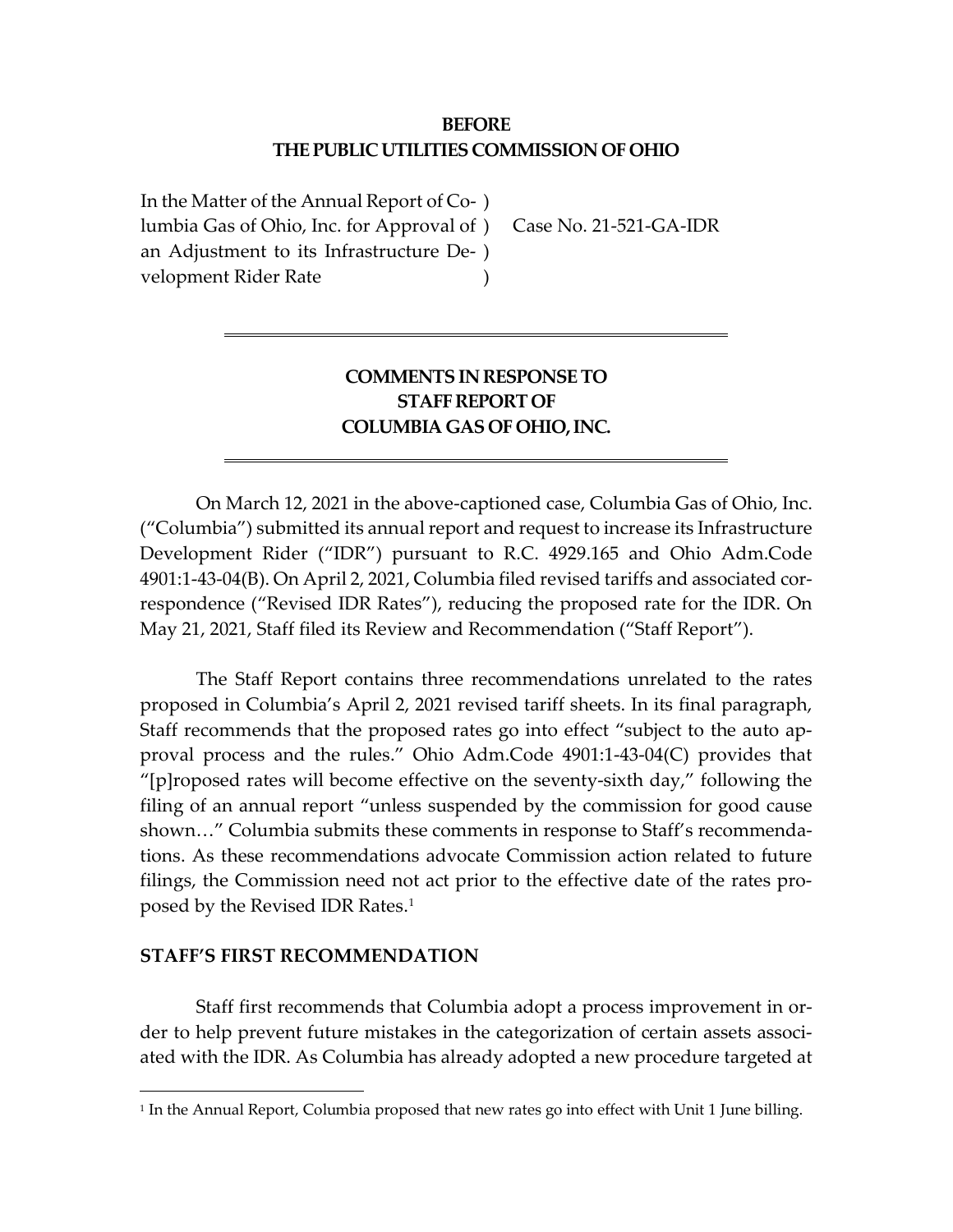**BEFORE**
**THE PUBLIC UTILITIES COMMISSION OF OHIO**

| | | |
|---|---|---|
| In the Matter of the Annual Report of Columbia Gas of Ohio, Inc. for Approval of an Adjustment to its Infrastructure Development Rider Rate | ) ) ) ) | Case No. 21-521-GA-IDR |

---

**COMMENTS IN RESPONSE TO**
**STAFF REPORT OF**
**COLUMBIA GAS OF OHIO, INC.**

---

On March 12, 2021 in the above-captioned case, Columbia Gas of Ohio, Inc. ("Columbia") submitted its annual report and request to increase its Infrastructure Development Rider ("IDR") pursuant to R.C. 4929.165 and Ohio Adm.Code 4901:1-43-04(B). On April 2, 2021, Columbia filed revised tariffs and associated correspondence ("Revised IDR Rates"), reducing the proposed rate for the IDR. On May 21, 2021, Staff filed its Review and Recommendation ("Staff Report").

The Staff Report contains three recommendations unrelated to the rates proposed in Columbia's April 2, 2021 revised tariff sheets. In its final paragraph, Staff recommends that the proposed rates go into effect "subject to the auto approval process and the rules." Ohio Adm.Code 4901:1-43-04(C) provides that "[p]roposed rates will become effective on the seventy-sixth day," following the filing of an annual report "unless suspended by the commission for good cause shown…" Columbia submits these comments in response to Staff's recommendations. As these recommendations advocate Commission action related to future filings, the Commission need not act prior to the effective date of the rates proposed by the Revised IDR Rates.[1]

**STAFF'S FIRST RECOMMENDATION**

Staff first recommends that Columbia adopt a process improvement in order to help prevent future mistakes in the categorization of certain assets associated with the IDR. As Columbia has already adopted a new procedure targeted at

---

[1] In the Annual Report, Columbia proposed that new rates go into effect with Unit 1 June billing.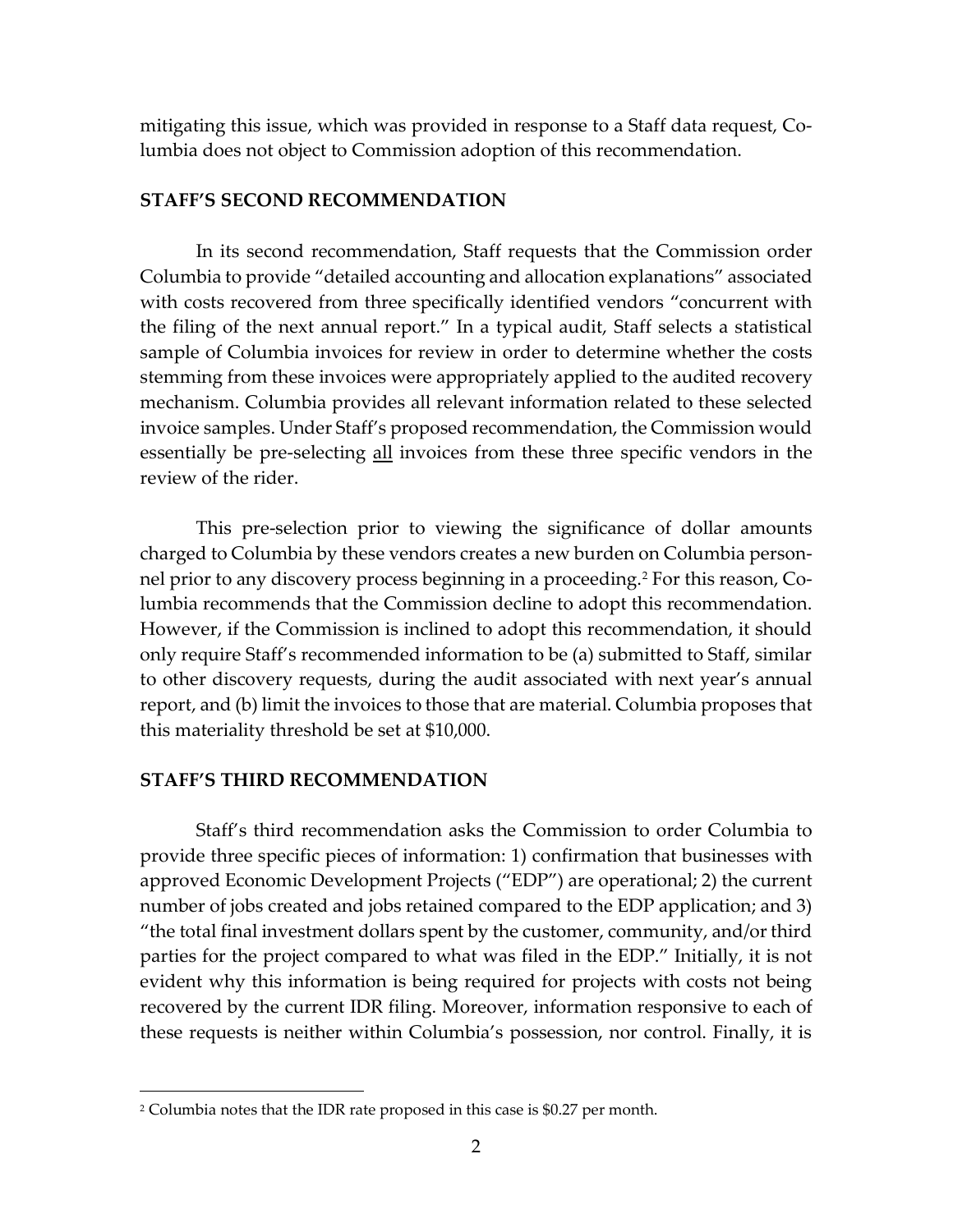mitigating this issue, which was provided in response to a Staff data request, Columbia does not object to Commission adoption of this recommendation.

## STAFF'S SECOND RECOMMENDATION

In its second recommendation, Staff requests that the Commission order Columbia to provide "detailed accounting and allocation explanations" associated with costs recovered from three specifically identified vendors "concurrent with the filing of the next annual report." In a typical audit, Staff selects a statistical sample of Columbia invoices for review in order to determine whether the costs stemming from these invoices were appropriately applied to the audited recovery mechanism. Columbia provides all relevant information related to these selected invoice samples. Under Staff's proposed recommendation, the Commission would essentially be pre-selecting <u>all</u> invoices from these three specific vendors in the review of the rider.

This pre-selection prior to viewing the significance of dollar amounts charged to Columbia by these vendors creates a new burden on Columbia personnel prior to any discovery process beginning in a proceeding.[2] For this reason, Columbia recommends that the Commission decline to adopt this recommendation. However, if the Commission is inclined to adopt this recommendation, it should only require Staff's recommended information to be (a) submitted to Staff, similar to other discovery requests, during the audit associated with next year's annual report, and (b) limit the invoices to those that are material. Columbia proposes that this materiality threshold be set at $10,000.

## STAFF'S THIRD RECOMMENDATION

Staff's third recommendation asks the Commission to order Columbia to provide three specific pieces of information: 1) confirmation that businesses with approved Economic Development Projects ("EDP") are operational; 2) the current number of jobs created and jobs retained compared to the EDP application; and 3) "the total final investment dollars spent by the customer, community, and/or third parties for the project compared to what was filed in the EDP." Initially, it is not evident why this information is being required for projects with costs not being recovered by the current IDR filing. Moreover, information responsive to each of these requests is neither within Columbia's possession, nor control. Finally, it is

---

[2] Columbia notes that the IDR rate proposed in this case is $0.27 per month.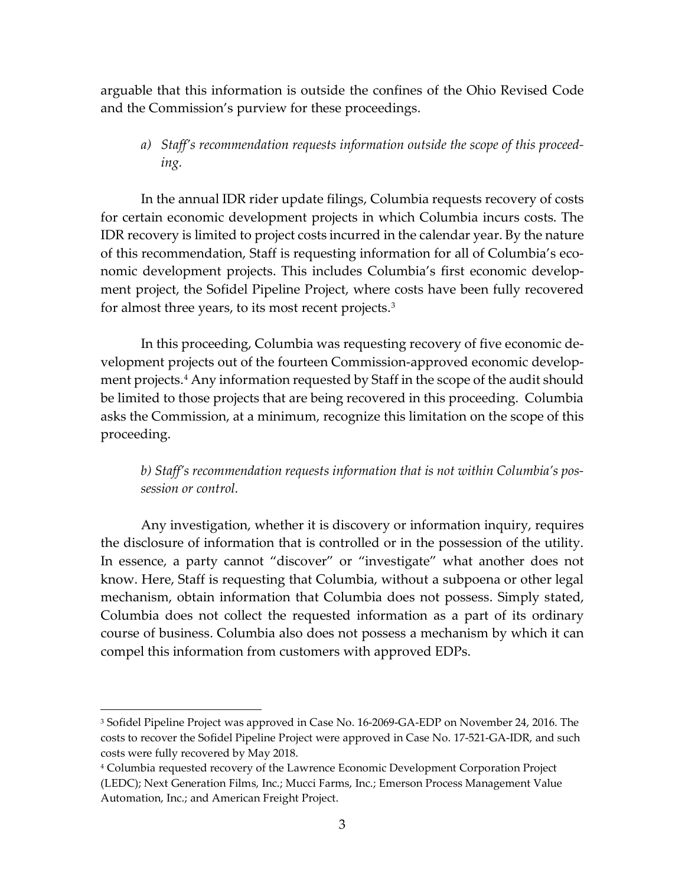arguable that this information is outside the confines of the Ohio Revised Code and the Commission's purview for these proceedings.

*a) Staff's recommendation requests information outside the scope of this proceeding.*

In the annual IDR rider update filings, Columbia requests recovery of costs for certain economic development projects in which Columbia incurs costs. The IDR recovery is limited to project costs incurred in the calendar year. By the nature of this recommendation, Staff is requesting information for all of Columbia's economic development projects. This includes Columbia's first economic development project, the Sofidel Pipeline Project, where costs have been fully recovered for almost three years, to its most recent projects.[3]

In this proceeding, Columbia was requesting recovery of five economic development projects out of the fourteen Commission-approved economic development projects.[4] Any information requested by Staff in the scope of the audit should be limited to those projects that are being recovered in this proceeding. Columbia asks the Commission, at a minimum, recognize this limitation on the scope of this proceeding.

*b) Staff's recommendation requests information that is not within Columbia's possession or control.*

Any investigation, whether it is discovery or information inquiry, requires the disclosure of information that is controlled or in the possession of the utility. In essence, a party cannot "discover" or "investigate" what another does not know. Here, Staff is requesting that Columbia, without a subpoena or other legal mechanism, obtain information that Columbia does not possess. Simply stated, Columbia does not collect the requested information as a part of its ordinary course of business. Columbia also does not possess a mechanism by which it can compel this information from customers with approved EDPs.

---

[3] Sofidel Pipeline Project was approved in Case No. 16-2069-GA-EDP on November 24, 2016. The costs to recover the Sofidel Pipeline Project were approved in Case No. 17-521-GA-IDR, and such costs were fully recovered by May 2018.

[4] Columbia requested recovery of the Lawrence Economic Development Corporation Project (LEDC); Next Generation Films, Inc.; Mucci Farms, Inc.; Emerson Process Management Value Automation, Inc.; and American Freight Project.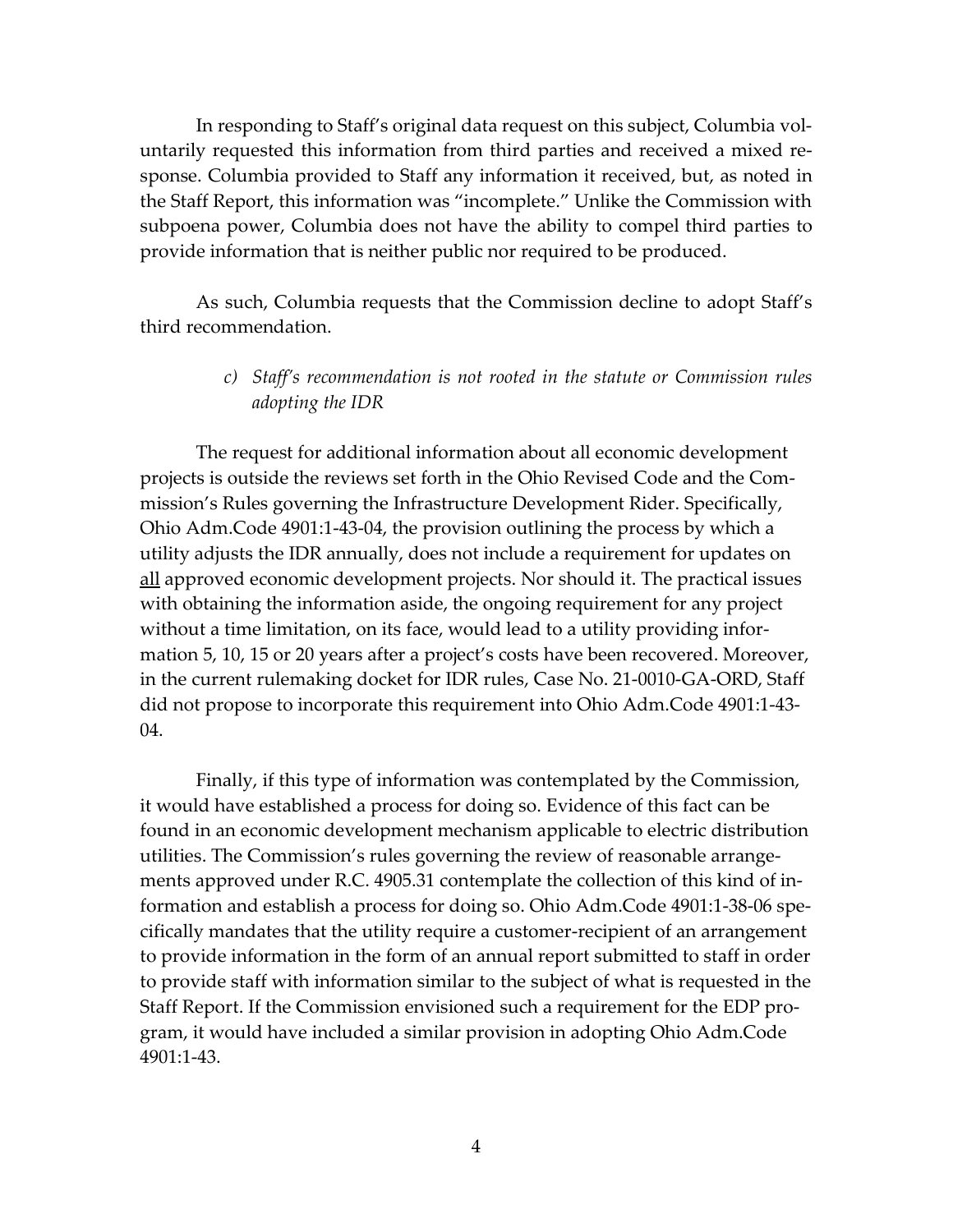In responding to Staff's original data request on this subject, Columbia voluntarily requested this information from third parties and received a mixed response. Columbia provided to Staff any information it received, but, as noted in the Staff Report, this information was "incomplete." Unlike the Commission with subpoena power, Columbia does not have the ability to compel third parties to provide information that is neither public nor required to be produced.

As such, Columbia requests that the Commission decline to adopt Staff's third recommendation.

*c) Staff's recommendation is not rooted in the statute or Commission rules adopting the IDR*

The request for additional information about all economic development projects is outside the reviews set forth in the Ohio Revised Code and the Commission's Rules governing the Infrastructure Development Rider. Specifically, Ohio Adm.Code 4901:1-43-04, the provision outlining the process by which a utility adjusts the IDR annually, does not include a requirement for updates on <u>all</u> approved economic development projects. Nor should it. The practical issues with obtaining the information aside, the ongoing requirement for any project without a time limitation, on its face, would lead to a utility providing information 5, 10, 15 or 20 years after a project's costs have been recovered. Moreover, in the current rulemaking docket for IDR rules, Case No. 21-0010-GA-ORD, Staff did not propose to incorporate this requirement into Ohio Adm.Code 4901:1-43-04.

Finally, if this type of information was contemplated by the Commission, it would have established a process for doing so. Evidence of this fact can be found in an economic development mechanism applicable to electric distribution utilities. The Commission's rules governing the review of reasonable arrangements approved under R.C. 4905.31 contemplate the collection of this kind of information and establish a process for doing so. Ohio Adm.Code 4901:1-38-06 specifically mandates that the utility require a customer-recipient of an arrangement to provide information in the form of an annual report submitted to staff in order to provide staff with information similar to the subject of what is requested in the Staff Report. If the Commission envisioned such a requirement for the EDP program, it would have included a similar provision in adopting Ohio Adm.Code 4901:1-43.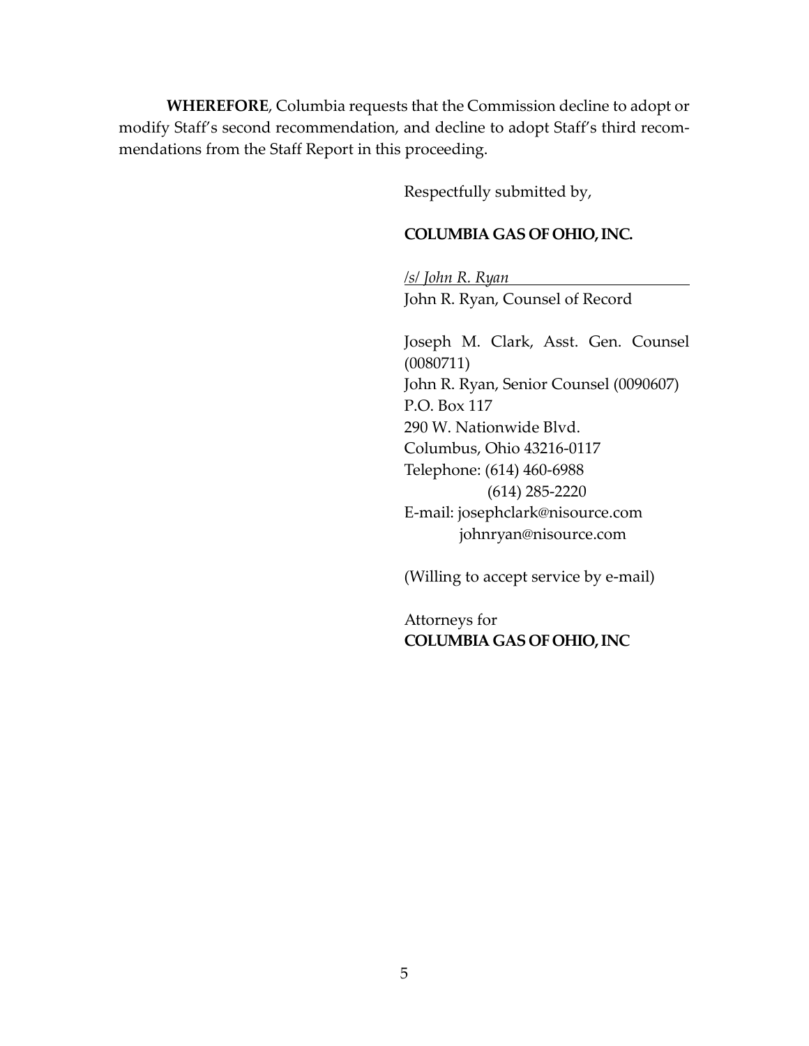**WHEREFORE**, Columbia requests that the Commission decline to adopt or modify Staff's second recommendation, and decline to adopt Staff's third recommendations from the Staff Report in this proceeding.

Respectfully submitted by,

**COLUMBIA GAS OF OHIO, INC.**

*/s/ John R. Ryan*
John R. Ryan, Counsel of Record

Joseph M. Clark, Asst. Gen. Counsel (0080711)
John R. Ryan, Senior Counsel (0090607)
P.O. Box 117
290 W. Nationwide Blvd.
Columbus, Ohio 43216-0117
Telephone: (614) 460-6988
(614) 285-2220
E-mail: josephclark@nisource.com
johnryan@nisource.com

(Willing to accept service by e-mail)

Attorneys for
**COLUMBIA GAS OF OHIO, INC**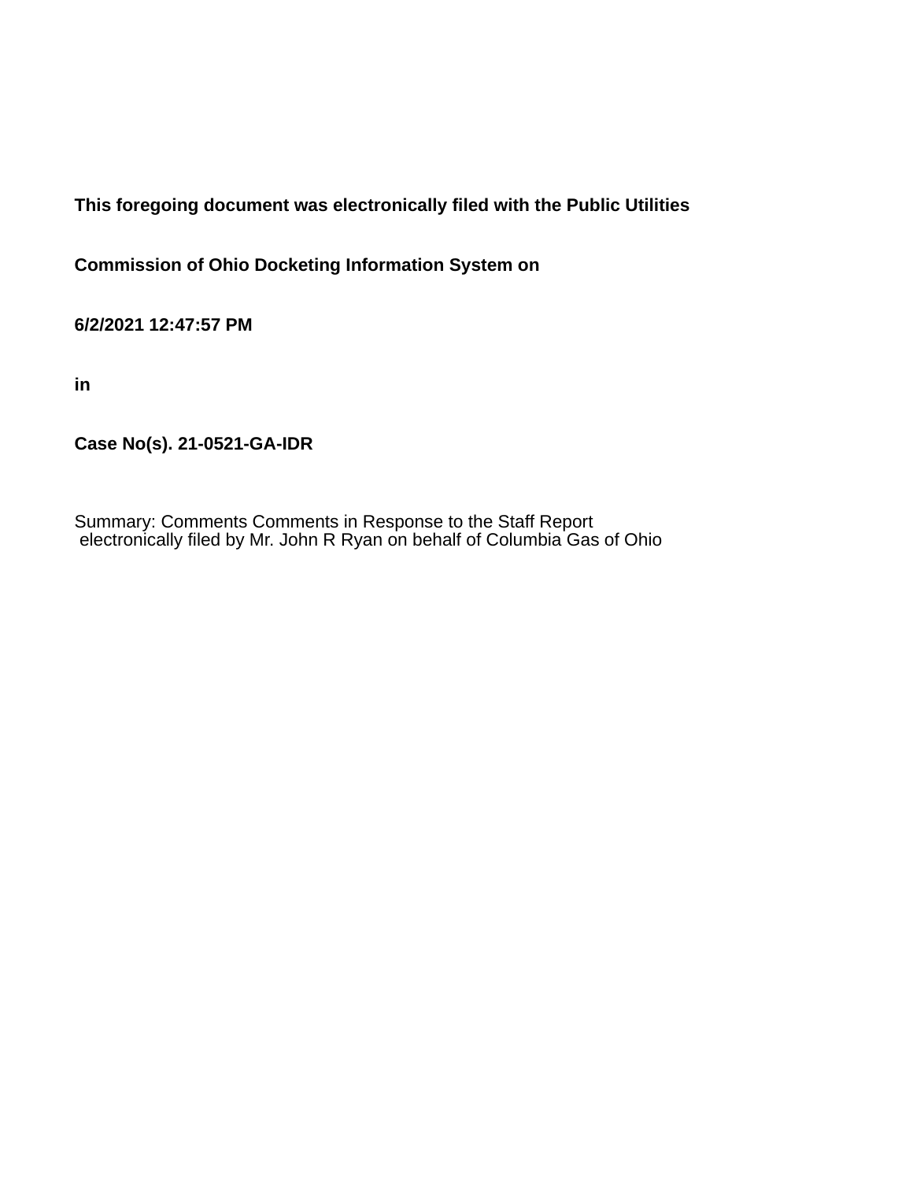**This foregoing document was electronically filed with the Public Utilities**

**Commission of Ohio Docketing Information System on**

**6/2/2021 12:47:57 PM**

**in**

**Case No(s). 21-0521-GA-IDR**

Summary: Comments Comments in Response to the Staff Report
electronically filed by Mr. John R Ryan on behalf of Columbia Gas of Ohio